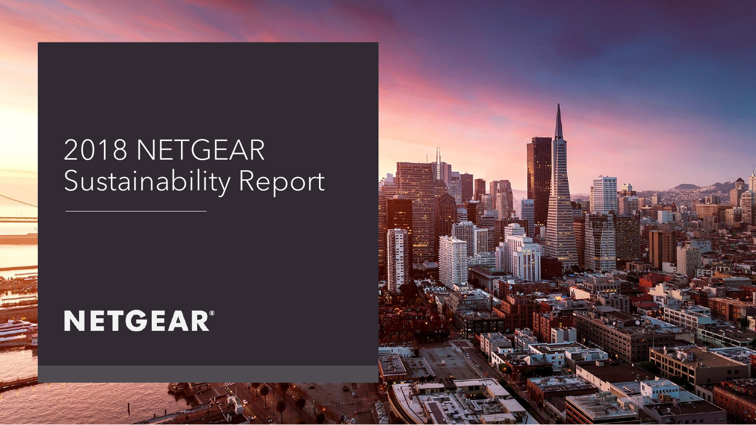# 2018 NETGEAR Sustainability Report

NETGEAR®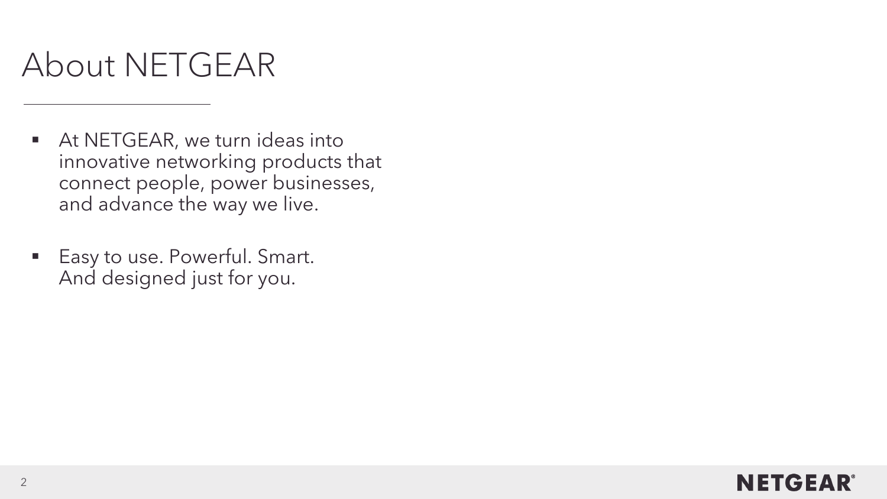# About NETGEAR

- At NETGEAR, we turn ideas into innovative networking products that connect people, power businesses, and advance the way we live.

- Easy to use. Powerful. Smart. And designed just for you.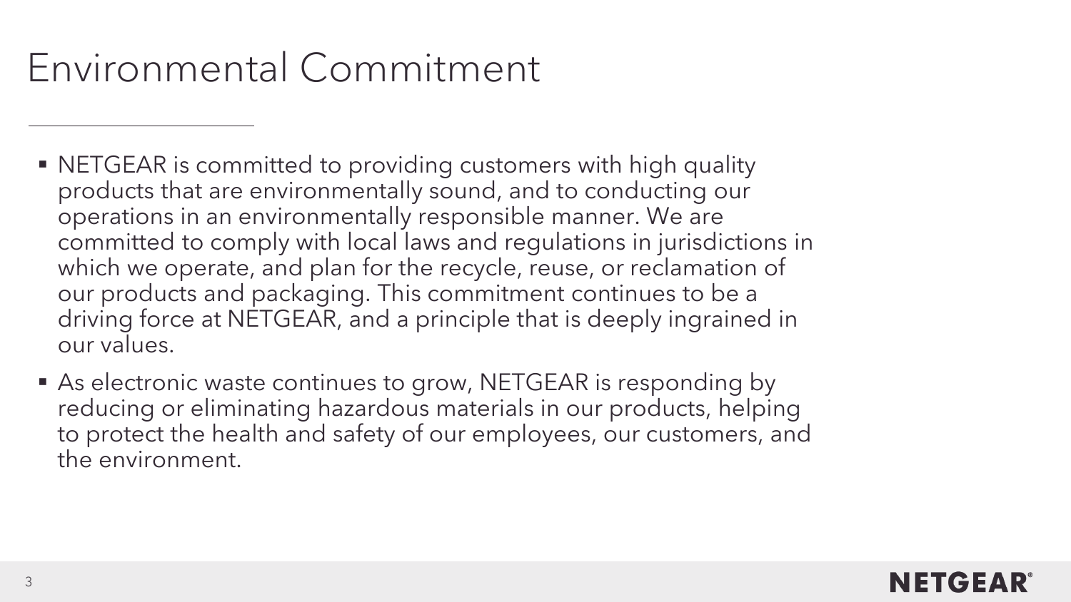# Environmental Commitment

- NETGEAR is committed to providing customers with high quality products that are environmentally sound, and to conducting our operations in an environmentally responsible manner. We are committed to comply with local laws and regulations in jurisdictions in which we operate, and plan for the recycle, reuse, or reclamation of our products and packaging. This commitment continues to be a driving force at NETGEAR, and a principle that is deeply ingrained in our values.
- As electronic waste continues to grow, NETGEAR is responding by reducing or eliminating hazardous materials in our products, helping to protect the health and safety of our employees, our customers, and the environment.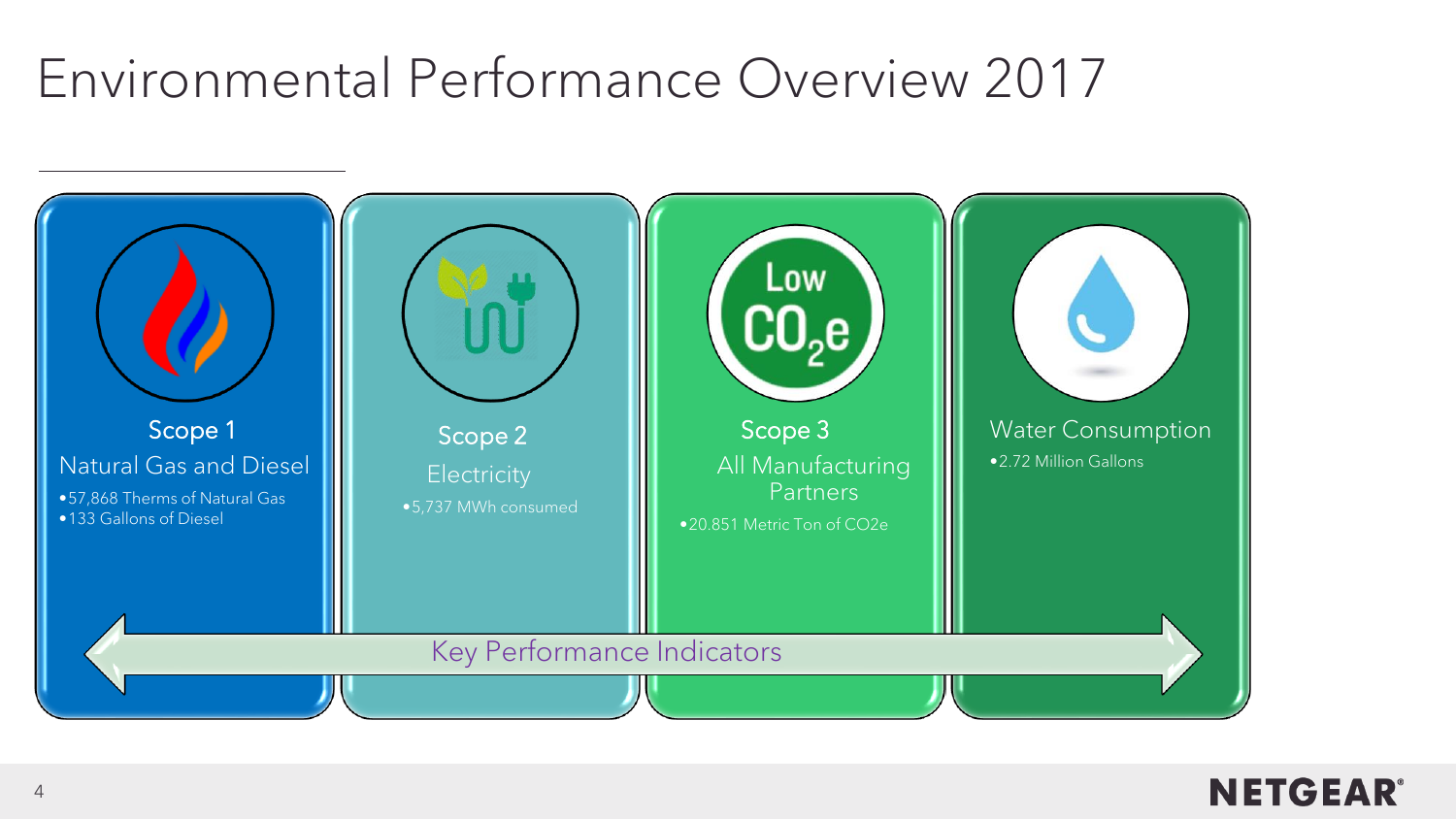# Environmental Performance Overview 2017

### Scope 1

Natural Gas and Diesel

- 57,868 Therms of Natural Gas
- 133 Gallons of Diesel

### Scope 2

Electricity

- 5,737 MWh consumed

### Scope 3

All Manufacturing Partners

- 20.851 Metric Ton of CO2e

### Water Consumption

- 2.72 Million Gallons

Key Performance Indicators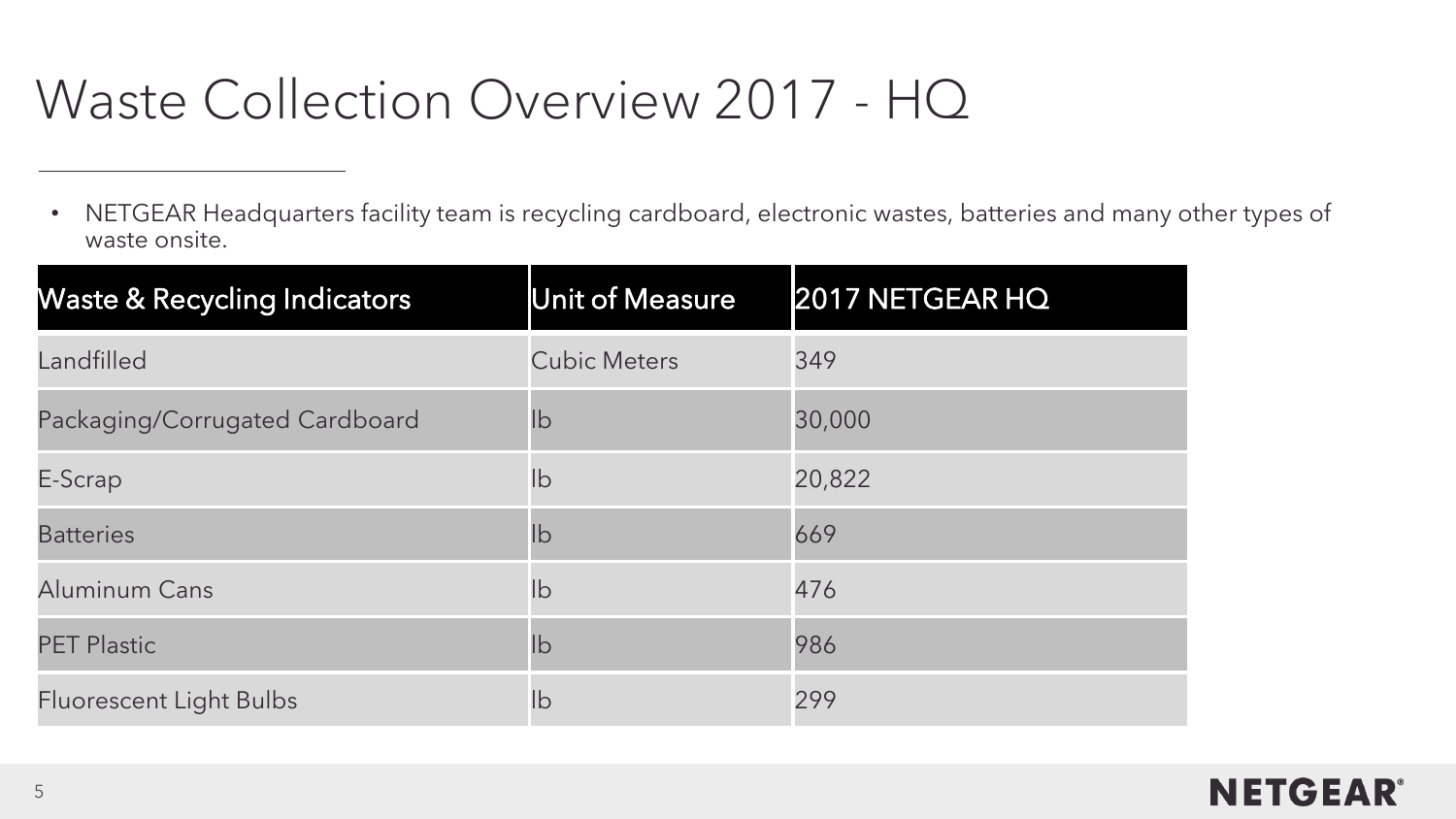# Waste Collection Overview 2017 - HQ

- NETGEAR Headquarters facility team is recycling cardboard, electronic wastes, batteries and many other types of waste onsite.

| Waste & Recycling Indicators | Unit of Measure | 2017 NETGEAR HQ |
|---|---|---|
| Landfilled | Cubic Meters | 349 |
| Packaging/Corrugated Cardboard | lb | 30,000 |
| E-Scrap | lb | 20,822 |
| Batteries | lb | 669 |
| Aluminum Cans | lb | 476 |
| PET Plastic | lb | 986 |
| Fluorescent Light Bulbs | lb | 299 |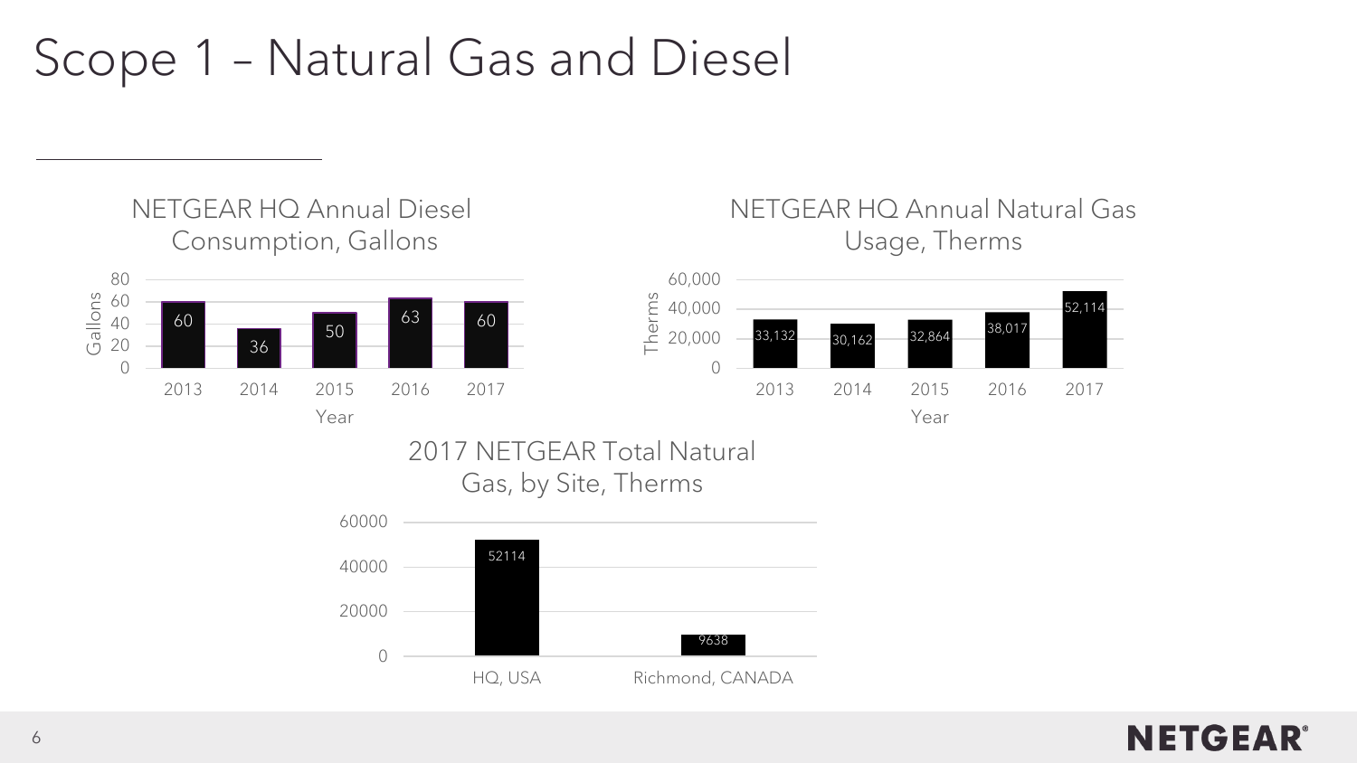# Scope 1 – Natural Gas and Diesel

**NETGEAR HQ Annual Diesel Consumption, Gallons**

| Year | Gallons |
|---|---|
| 2013 | 60 |
| 2014 | 36 |
| 2015 | 50 |
| 2016 | 63 |
| 2017 | 60 |

**NETGEAR HQ Annual Natural Gas Usage, Therms**

| Year | Therms |
|---|---|
| 2013 | 33,132 |
| 2014 | 30,162 |
| 2015 | 32,864 |
| 2016 | 38,017 |
| 2017 | 52,114 |

**2017 NETGEAR Total Natural Gas, by Site, Therms**

| Site | Therms |
|---|---|
| HQ, USA | 52114 |
| Richmond, CANADA | 9638 |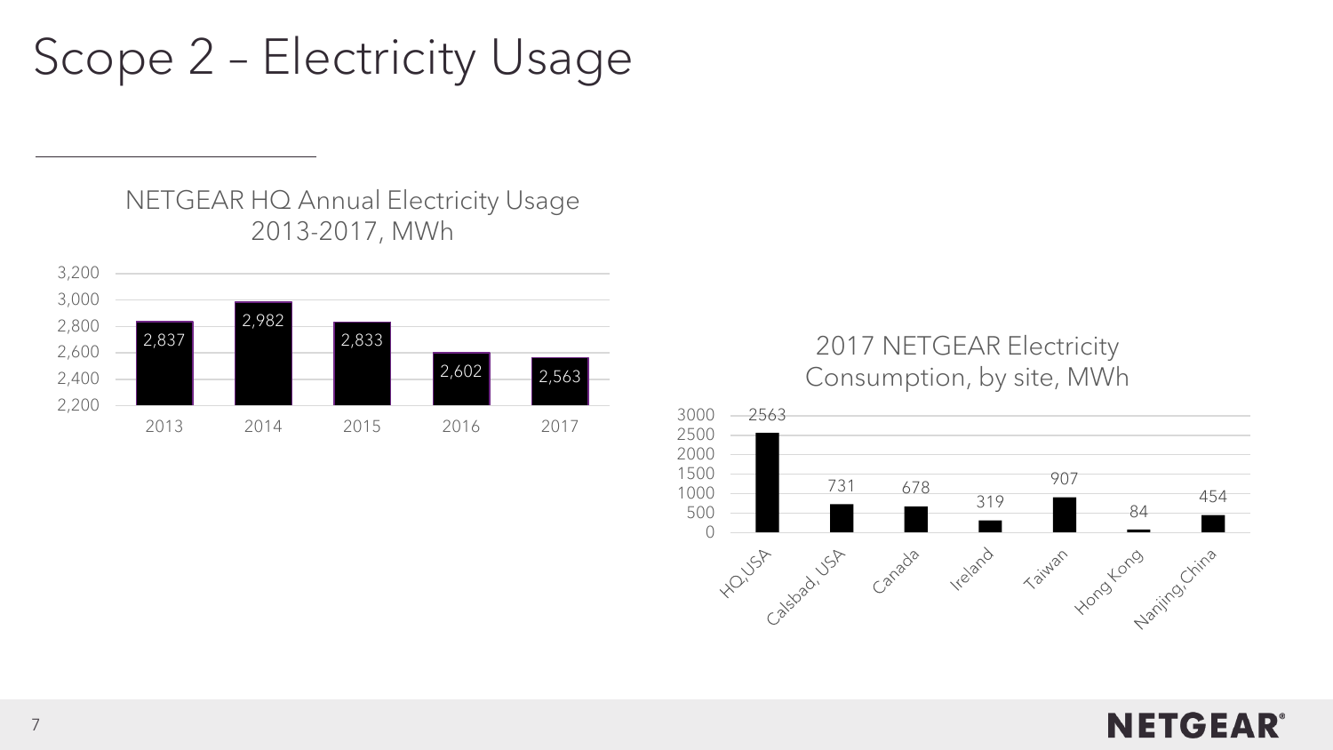# Scope 2 – Electricity Usage

**NETGEAR HQ Annual Electricity Usage 2013-2017, MWh**

| Year | MWh |
|---|---|
| 2013 | 2,837 |
| 2014 | 2,982 |
| 2015 | 2,833 |
| 2016 | 2,602 |
| 2017 | 2,563 |

**2017 NETGEAR Electricity Consumption, by site, MWh**

| Site | MWh |
|---|---|
| HQ,USA | 2563 |
| Calsbad, USA | 731 |
| Canada | 678 |
| Ireland | 319 |
| Taiwan | 907 |
| Hong Kong | 84 |
| Nanjing,China | 454 |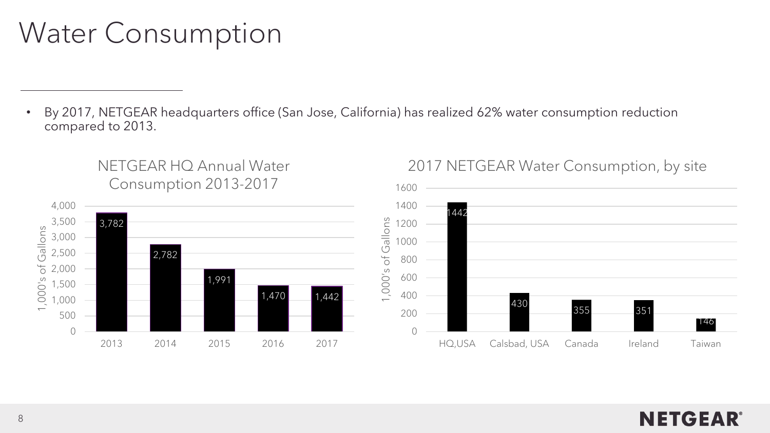# Water Consumption

- By 2017, NETGEAR headquarters office (San Jose, California) has realized 62% water consumption reduction compared to 2013.

**NETGEAR HQ Annual Water Consumption 2013-2017**

1,000's of Gallons

| Year | 1,000's of Gallons |
|---|---|
| 2013 | 3,782 |
| 2014 | 2,782 |
| 2015 | 1,991 |
| 2016 | 1,470 |
| 2017 | 1,442 |

**2017 NETGEAR Water Consumption, by site**

1,000's of Gallons

| Site | 1,000's of Gallons |
|---|---|
| HQ,USA | 1442 |
| Calsbad, USA | 430 |
| Canada | 355 |
| Ireland | 351 |
| Taiwan | 146 |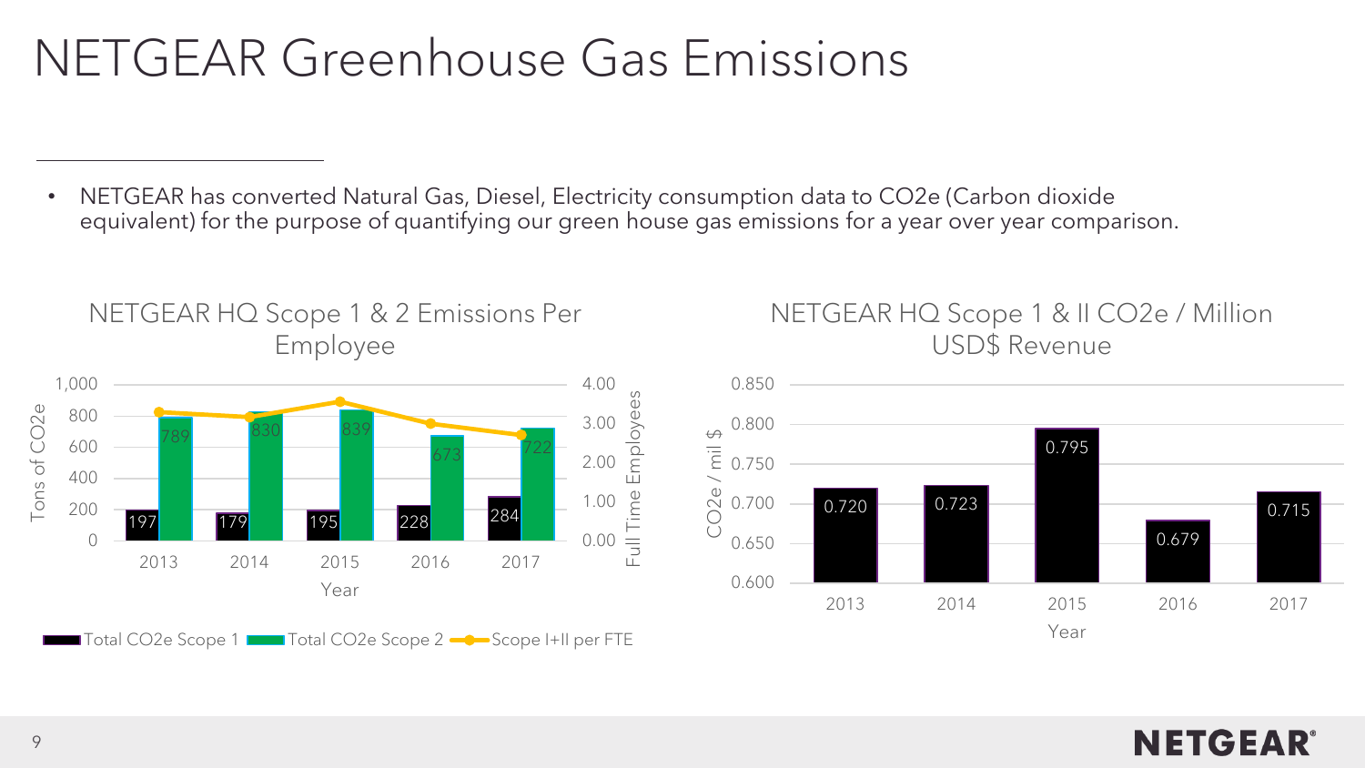# NETGEAR Greenhouse Gas Emissions

- NETGEAR has converted Natural Gas, Diesel, Electricity consumption data to CO2e (Carbon dioxide equivalent) for the purpose of quantifying our green house gas emissions for a year over year comparison.

### NETGEAR HQ Scope 1 & 2 Emissions Per Employee

| Year | Total CO2e Scope 1 | Total CO2e Scope 2 |
| --- | --- | --- |
| 2013 | 197 | 789 |
| 2014 | 179 | 830 |
| 2015 | 195 | 839 |
| 2016 | 228 | 673 |
| 2017 | 284 | 722 |

Tons of CO2e (left axis); Full Time Employees (right axis); Scope I+II per FTE shown as line.

Legend: Total CO2e Scope 1, Total CO2e Scope 2, Scope I+II per FTE

### NETGEAR HQ Scope 1 & II CO2e / Million USD$ Revenue

| Year | CO2e / mil $ |
| --- | --- |
| 2013 | 0.720 |
| 2014 | 0.723 |
| 2015 | 0.795 |
| 2016 | 0.679 |
| 2017 | 0.715 |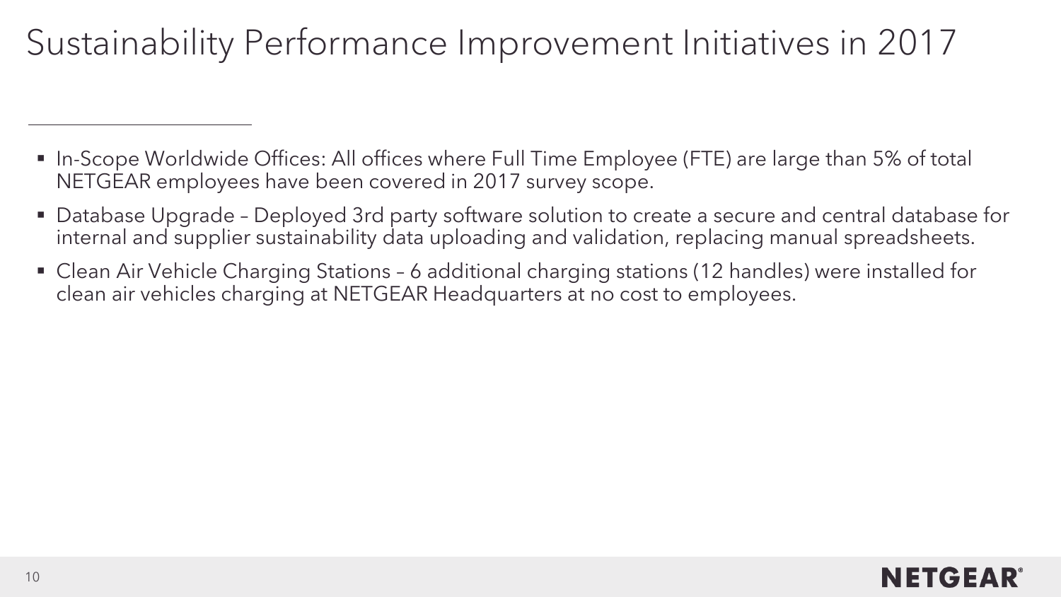# Sustainability Performance Improvement Initiatives in 2017

- In-Scope Worldwide Offices: All offices where Full Time Employee (FTE) are large than 5% of total NETGEAR employees have been covered in 2017 survey scope.
- Database Upgrade – Deployed 3rd party software solution to create a secure and central database for internal and supplier sustainability data uploading and validation, replacing manual spreadsheets.
- Clean Air Vehicle Charging Stations – 6 additional charging stations (12 handles) were installed for clean air vehicles charging at NETGEAR Headquarters at no cost to employees.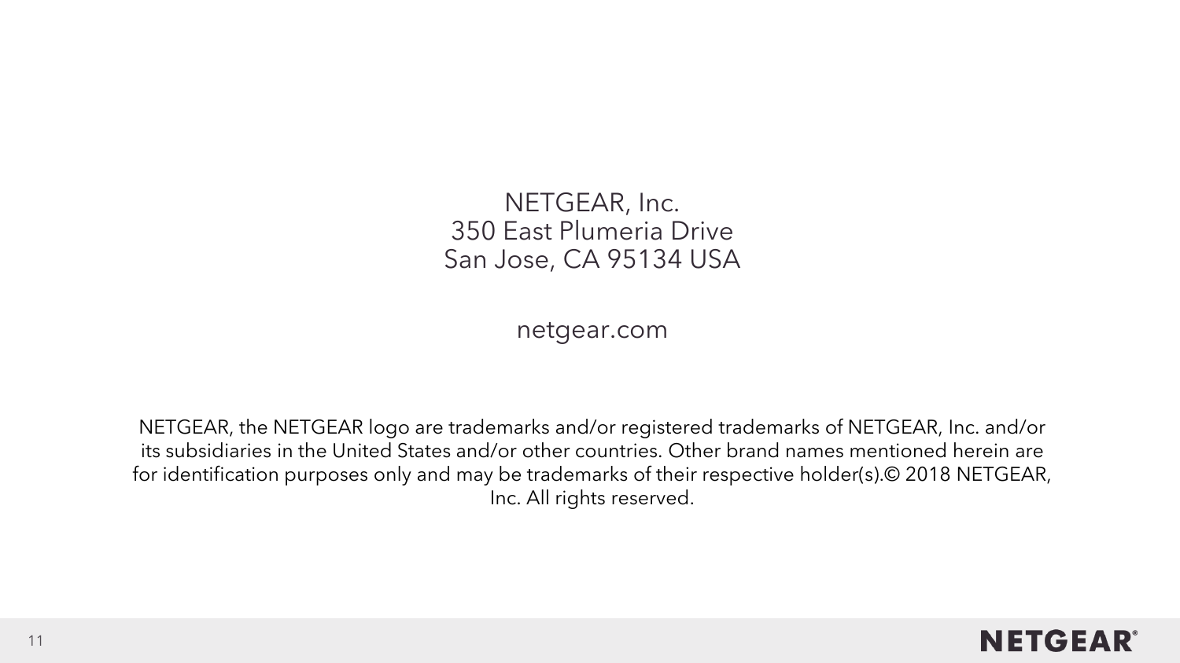NETGEAR, Inc.
350 East Plumeria Drive
San Jose, CA 95134 USA

netgear.com

NETGEAR, the NETGEAR logo are trademarks and/or registered trademarks of NETGEAR, Inc. and/or its subsidiaries in the United States and/or other countries. Other brand names mentioned herein are for identification purposes only and may be trademarks of their respective holder(s).© 2018 NETGEAR, Inc. All rights reserved.